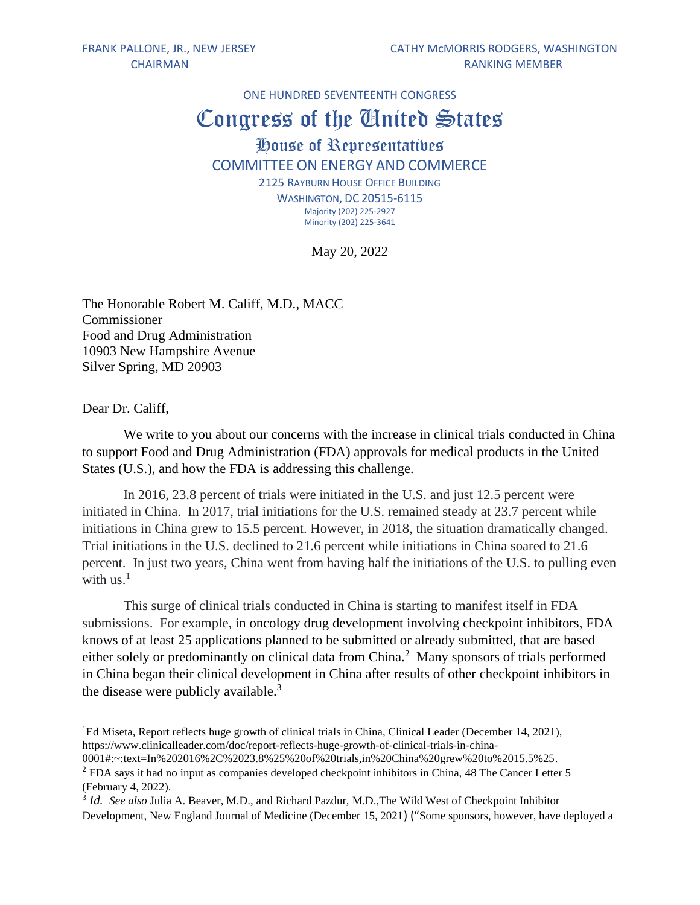FRANK PALLONE, JR., NEW JERSEY
CHAIRMAN

CATHY McMORRIS RODGERS, WASHINGTON
RANKING MEMBER

ONE HUNDRED SEVENTEENTH CONGRESS

# Congress of the United States

## House of Representatives

## COMMITTEE ON ENERGY AND COMMERCE

2125 RAYBURN HOUSE OFFICE BUILDING
WASHINGTON, DC 20515-6115
Majority (202) 225-2927
Minority (202) 225-3641

May 20, 2022

The Honorable Robert M. Califf, M.D., MACC
Commissioner
Food and Drug Administration
10903 New Hampshire Avenue
Silver Spring, MD 20903

Dear Dr. Califf,

We write to you about our concerns with the increase in clinical trials conducted in China to support Food and Drug Administration (FDA) approvals for medical products in the United States (U.S.), and how the FDA is addressing this challenge.

In 2016, 23.8 percent of trials were initiated in the U.S. and just 12.5 percent were initiated in China. In 2017, trial initiations for the U.S. remained steady at 23.7 percent while initiations in China grew to 15.5 percent. However, in 2018, the situation dramatically changed. Trial initiations in the U.S. declined to 21.6 percent while initiations in China soared to 21.6 percent. In just two years, China went from having half the initiations of the U.S. to pulling even with us.[1]

This surge of clinical trials conducted in China is starting to manifest itself in FDA submissions. For example, in oncology drug development involving checkpoint inhibitors, FDA knows of at least 25 applications planned to be submitted or already submitted, that are based either solely or predominantly on clinical data from China.[2] Many sponsors of trials performed in China began their clinical development in China after results of other checkpoint inhibitors in the disease were publicly available.[3]

---

[1] Ed Miseta, Report reflects huge growth of clinical trials in China, Clinical Leader (December 14, 2021), https://www.clinicalleader.com/doc/report-reflects-huge-growth-of-clinical-trials-in-china-0001#:~:text=In%202016%2C%2023.8%25%20of%20trials,in%20China%20grew%20to%2015.5%25.

[2] FDA says it had no input as companies developed checkpoint inhibitors in China, 48 The Cancer Letter 5 (February 4, 2022).

[3] *Id. See also* Julia A. Beaver, M.D., and Richard Pazdur, M.D.,The Wild West of Checkpoint Inhibitor Development, New England Journal of Medicine (December 15, 2021) ("Some sponsors, however, have deployed a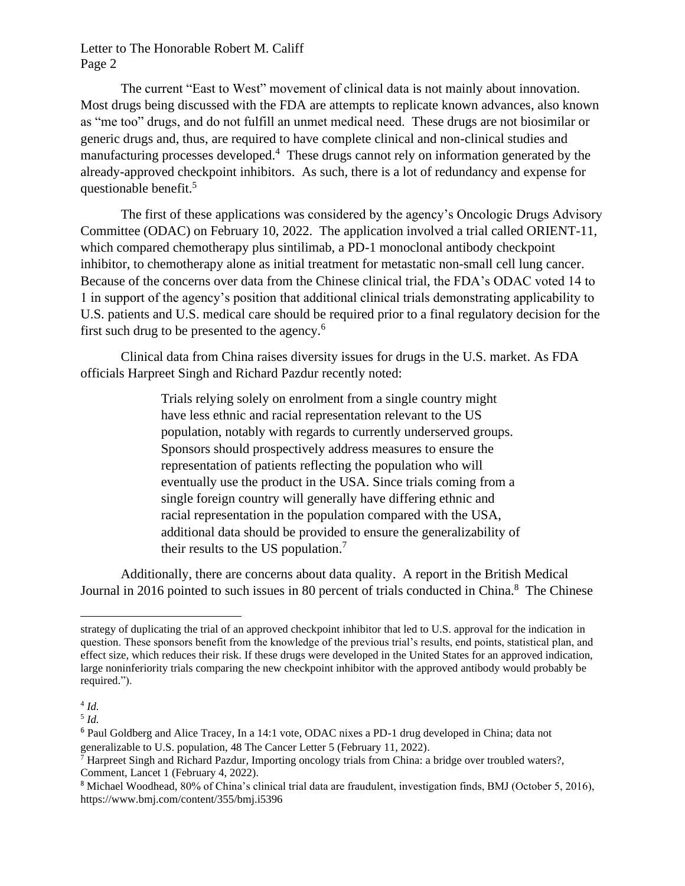The current "East to West" movement of clinical data is not mainly about innovation. Most drugs being discussed with the FDA are attempts to replicate known advances, also known as "me too" drugs, and do not fulfill an unmet medical need. These drugs are not biosimilar or generic drugs and, thus, are required to have complete clinical and non-clinical studies and manufacturing processes developed.[4] These drugs cannot rely on information generated by the already-approved checkpoint inhibitors. As such, there is a lot of redundancy and expense for questionable benefit.[5]

The first of these applications was considered by the agency's Oncologic Drugs Advisory Committee (ODAC) on February 10, 2022. The application involved a trial called ORIENT-11, which compared chemotherapy plus sintilimab, a PD-1 monoclonal antibody checkpoint inhibitor, to chemotherapy alone as initial treatment for metastatic non-small cell lung cancer. Because of the concerns over data from the Chinese clinical trial, the FDA's ODAC voted 14 to 1 in support of the agency's position that additional clinical trials demonstrating applicability to U.S. patients and U.S. medical care should be required prior to a final regulatory decision for the first such drug to be presented to the agency.[6]

Clinical data from China raises diversity issues for drugs in the U.S. market. As FDA officials Harpreet Singh and Richard Pazdur recently noted:

> Trials relying solely on enrolment from a single country might have less ethnic and racial representation relevant to the US population, notably with regards to currently underserved groups. Sponsors should prospectively address measures to ensure the representation of patients reflecting the population who will eventually use the product in the USA. Since trials coming from a single foreign country will generally have differing ethnic and racial representation in the population compared with the USA, additional data should be provided to ensure the generalizability of their results to the US population.[7]

Additionally, there are concerns about data quality. A report in the British Medical Journal in 2016 pointed to such issues in 80 percent of trials conducted in China.[8] The Chinese

---

strategy of duplicating the trial of an approved checkpoint inhibitor that led to U.S. approval for the indication in question. These sponsors benefit from the knowledge of the previous trial's results, end points, statistical plan, and effect size, which reduces their risk. If these drugs were developed in the United States for an approved indication, large noninferiority trials comparing the new checkpoint inhibitor with the approved antibody would probably be required.").

[4] *Id.*

[5] *Id.*

[6] Paul Goldberg and Alice Tracey, In a 14:1 vote, ODAC nixes a PD-1 drug developed in China; data not generalizable to U.S. population, 48 The Cancer Letter 5 (February 11, 2022).

[7] Harpreet Singh and Richard Pazdur, Importing oncology trials from China: a bridge over troubled waters?, Comment, Lancet 1 (February 4, 2022).

[8] Michael Woodhead, 80% of China's clinical trial data are fraudulent, investigation finds, BMJ (October 5, 2016), https://www.bmj.com/content/355/bmj.i5396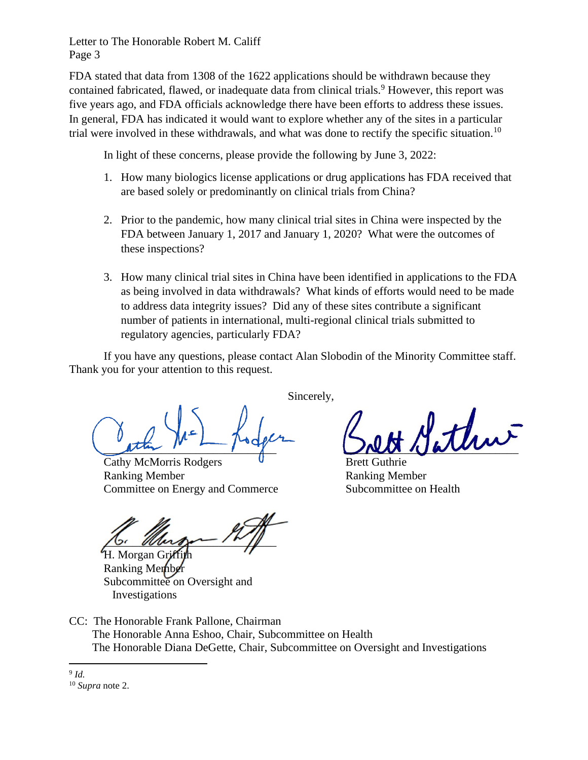FDA stated that data from 1308 of the 1622 applications should be withdrawn because they contained fabricated, flawed, or inadequate data from clinical trials.[9] However, this report was five years ago, and FDA officials acknowledge there have been efforts to address these issues. In general, FDA has indicated it would want to explore whether any of the sites in a particular trial were involved in these withdrawals, and what was done to rectify the specific situation.[10]

In light of these concerns, please provide the following by June 3, 2022:

1. How many biologics license applications or drug applications has FDA received that are based solely or predominantly on clinical trials from China?

2. Prior to the pandemic, how many clinical trial sites in China were inspected by the FDA between January 1, 2017 and January 1, 2020? What were the outcomes of these inspections?

3. How many clinical trial sites in China have been identified in applications to the FDA as being involved in data withdrawals? What kinds of efforts would need to be made to address data integrity issues? Did any of these sites contribute a significant number of patients in international, multi-regional clinical trials submitted to regulatory agencies, particularly FDA?

If you have any questions, please contact Alan Slobodin of the Minority Committee staff. Thank you for your attention to this request.

Sincerely,

Cathy McMorris Rodgers
Ranking Member
Committee on Energy and Commerce

Brett Guthrie
Ranking Member
Subcommittee on Health

H. Morgan Griffith
Ranking Member
Subcommittee on Oversight and Investigations

CC: The Honorable Frank Pallone, Chairman
The Honorable Anna Eshoo, Chair, Subcommittee on Health
The Honorable Diana DeGette, Chair, Subcommittee on Oversight and Investigations

---

[9] *Id.*

[10] *Supra* note 2.